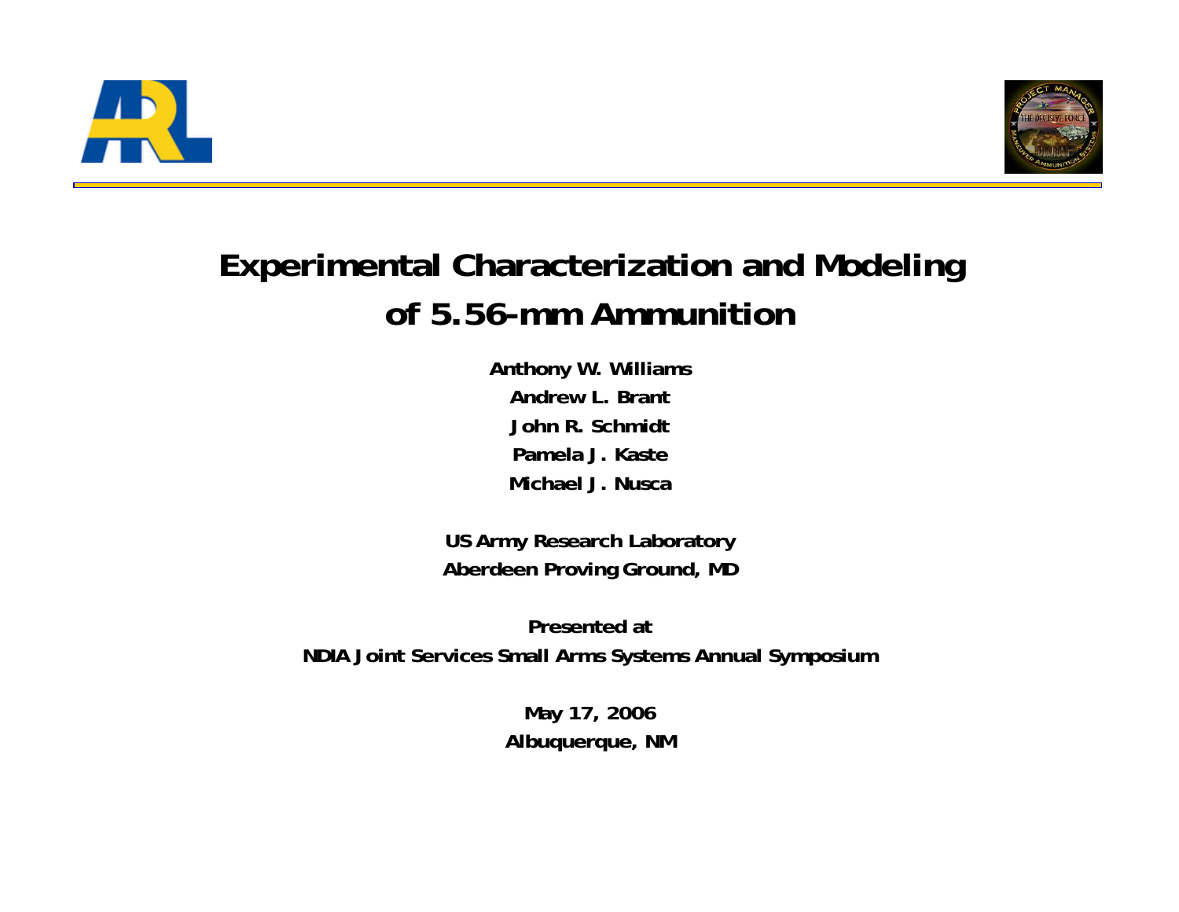# Experimental Characterization and Modeling of 5.56-mm Ammunition

**Anthony W. Williams**

**Andrew L. Brant**

**John R. Schmidt**

**Pamela J. Kaste**

**Michael J. Nusca**

**US Army Research Laboratory**

**Aberdeen Proving Ground, MD**

**Presented at**

**NDIA Joint Services Small Arms Systems Annual Symposium**

**May 17, 2006**

**Albuquerque, NM**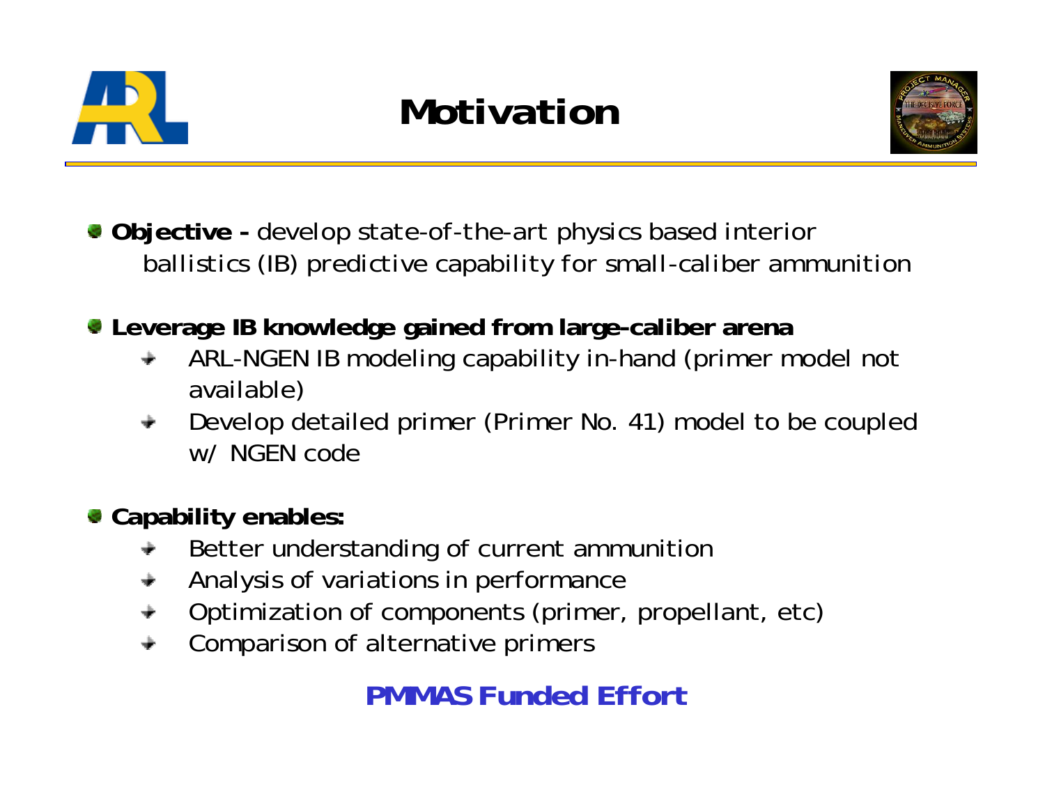# Motivation

- **Objective -** develop state-of-the-art physics based interior ballistics (IB) predictive capability for small-caliber ammunition
- **Leverage IB knowledge gained from large-caliber arena**
  - ARL-NGEN IB modeling capability in-hand (primer model not available)
  - Develop detailed primer (Primer No. 41) model to be coupled w/ NGEN code
- **Capability enables:**
  - Better understanding of current ammunition
  - Analysis of variations in performance
  - Optimization of components (primer, propellant, etc)
  - Comparison of alternative primers

**PMMAS Funded Effort**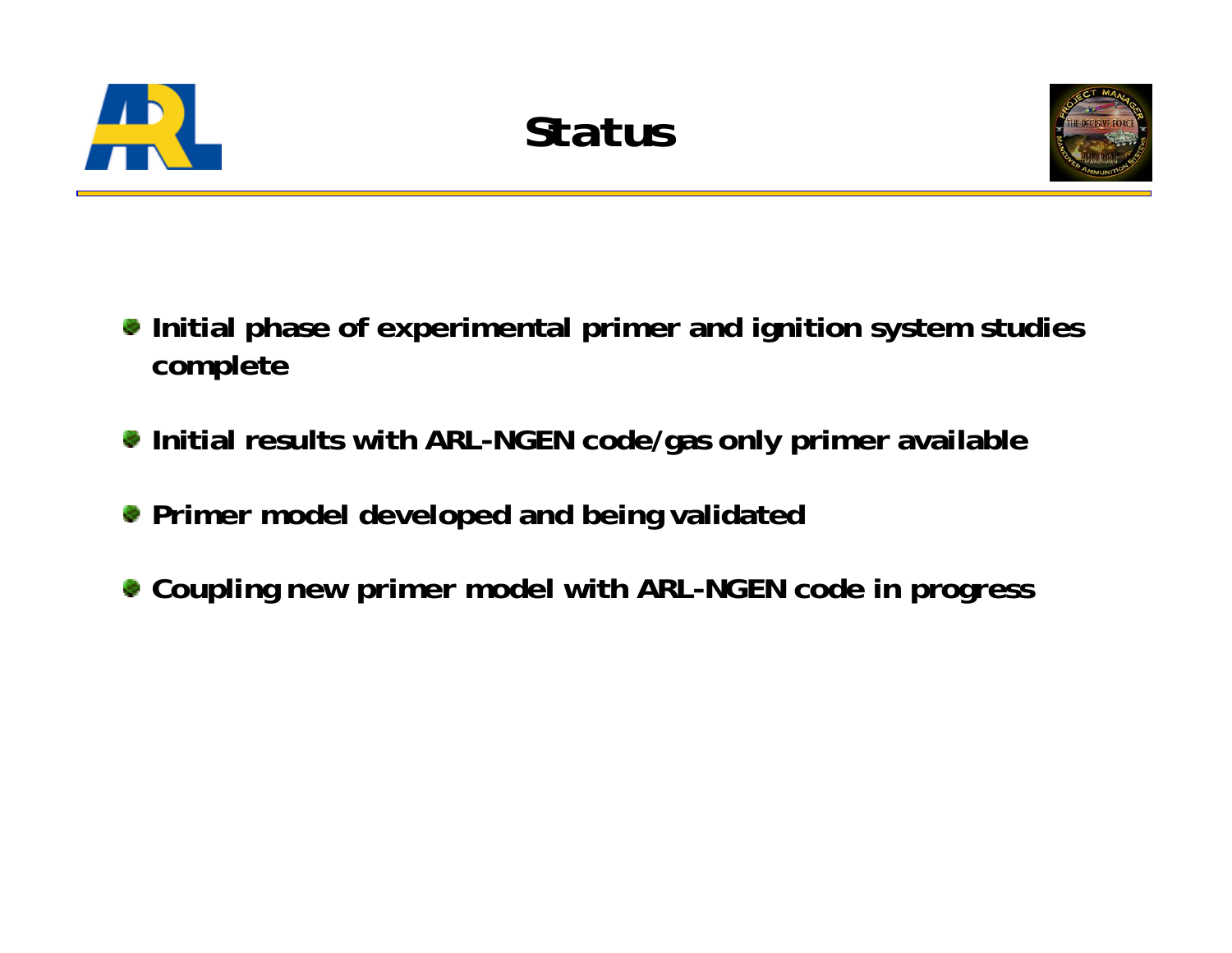# Status

- Initial phase of experimental primer and ignition system studies complete
- Initial results with ARL-NGEN code/gas only primer available
- Primer model developed and being validated
- Coupling new primer model with ARL-NGEN code in progress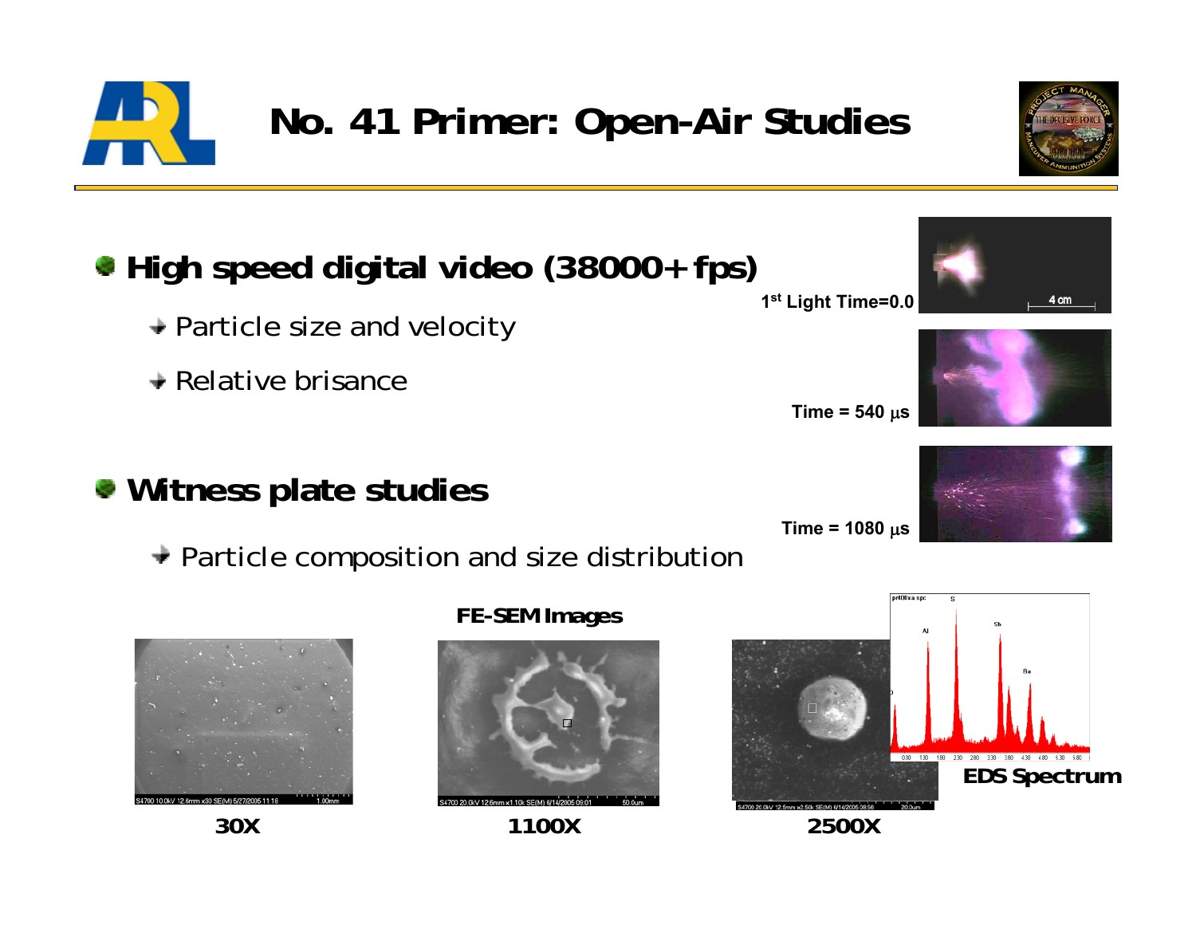# No. 41 Primer: Open-Air Studies

- **High speed digital video (38000+ fps)**
  - Particle size and velocity
  - Relative brisance

1st Light Time=0.0

Time = 540 μs

Time = 1080 μs

- **Witness plate studies**
  - Particle composition and size distribution

**FE-SEM Images**

**30X**

**1100X**

**2500X**

**EDS Spectrum**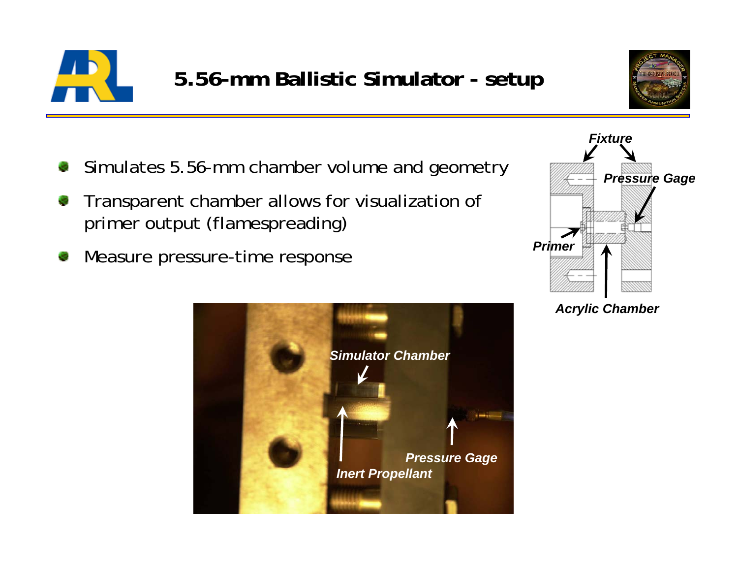# 5.56-mm Ballistic Simulator - setup

- Simulates 5.56-mm chamber volume and geometry
- Transparent chamber allows for visualization of primer output (flamespreading)
- Measure pressure-time response

*Fixture*

*Pressure Gage*

*Primer*

*Acrylic Chamber*

*Simulator Chamber*

*Inert Propellant*

*Pressure Gage*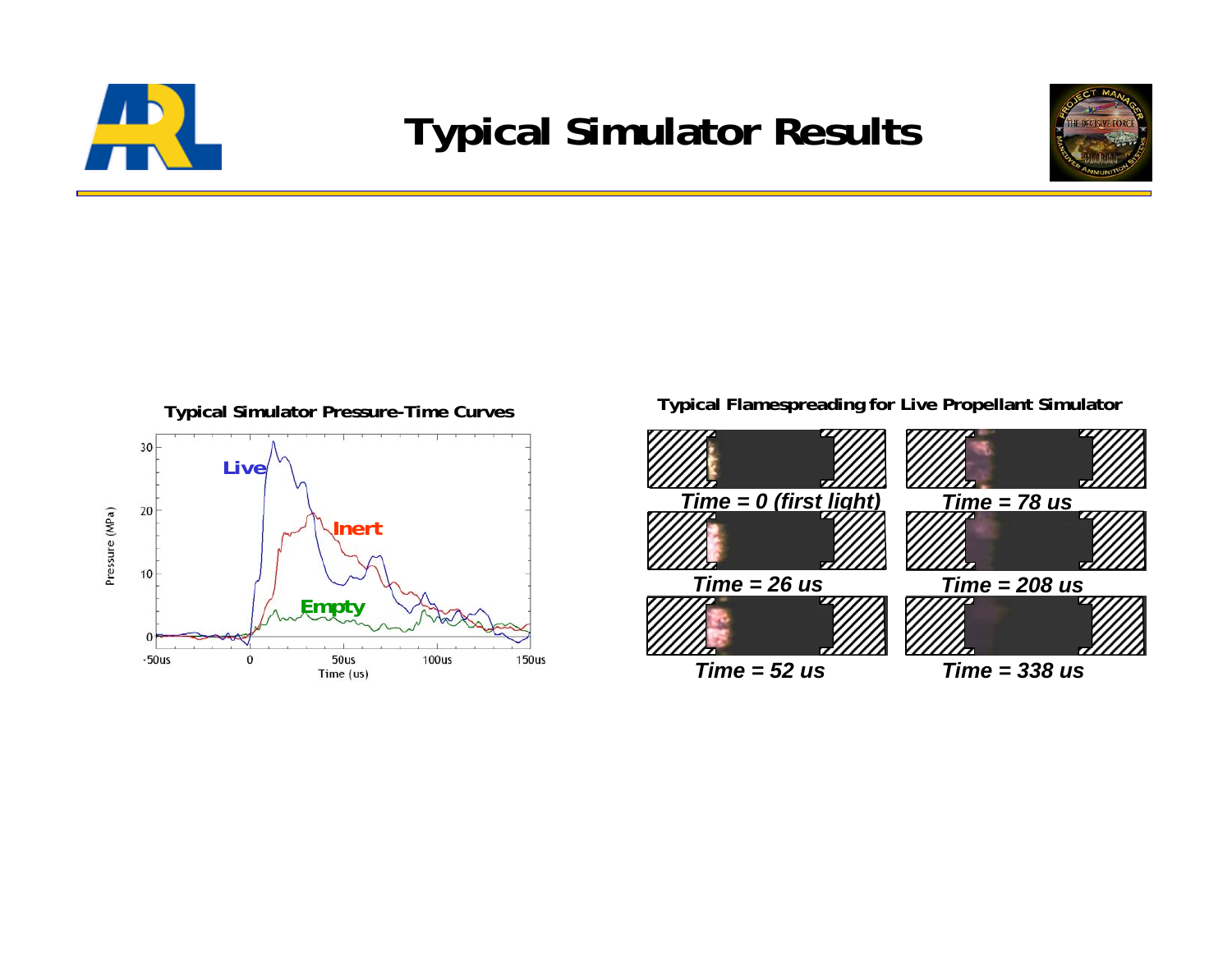# Typical Simulator Results

**Typical Simulator Pressure-Time Curves**

Pressure (MPa)

30
20
10
0

-50us　0　50us　100us　150us

Time (us)

Live

Inert

Empty

**Typical Flamespreading for Live Propellant Simulator**

*Time = 0 (first light)*

*Time = 78 us*

*Time = 26 us*

*Time = 208 us*

*Time = 52 us*

*Time = 338 us*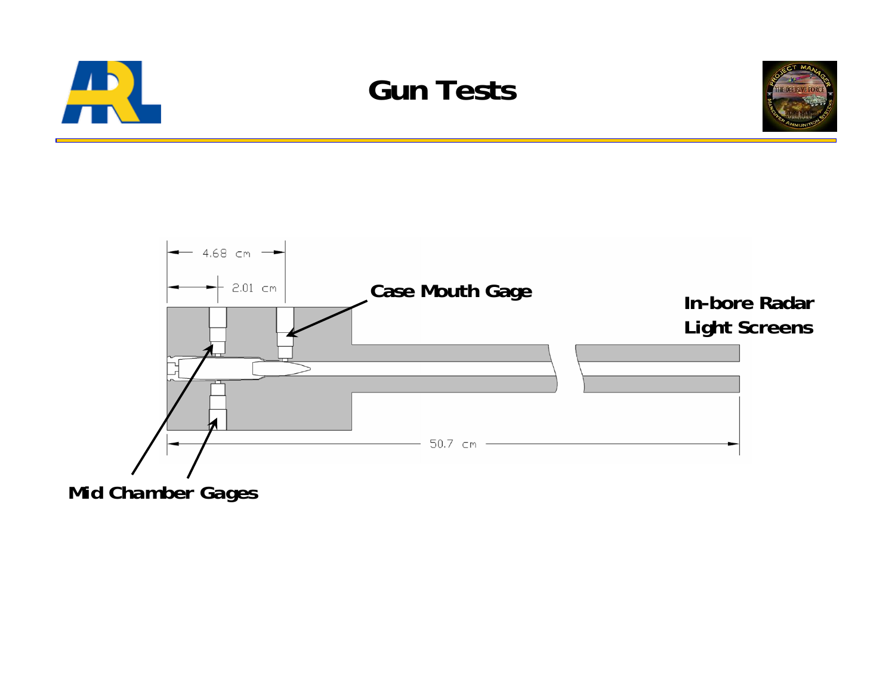# Gun Tests

4.68 cm

2.01 cm

**Case Mouth Gage**

**In-bore Radar Light Screens**

50.7 cm

**Mid Chamber Gages**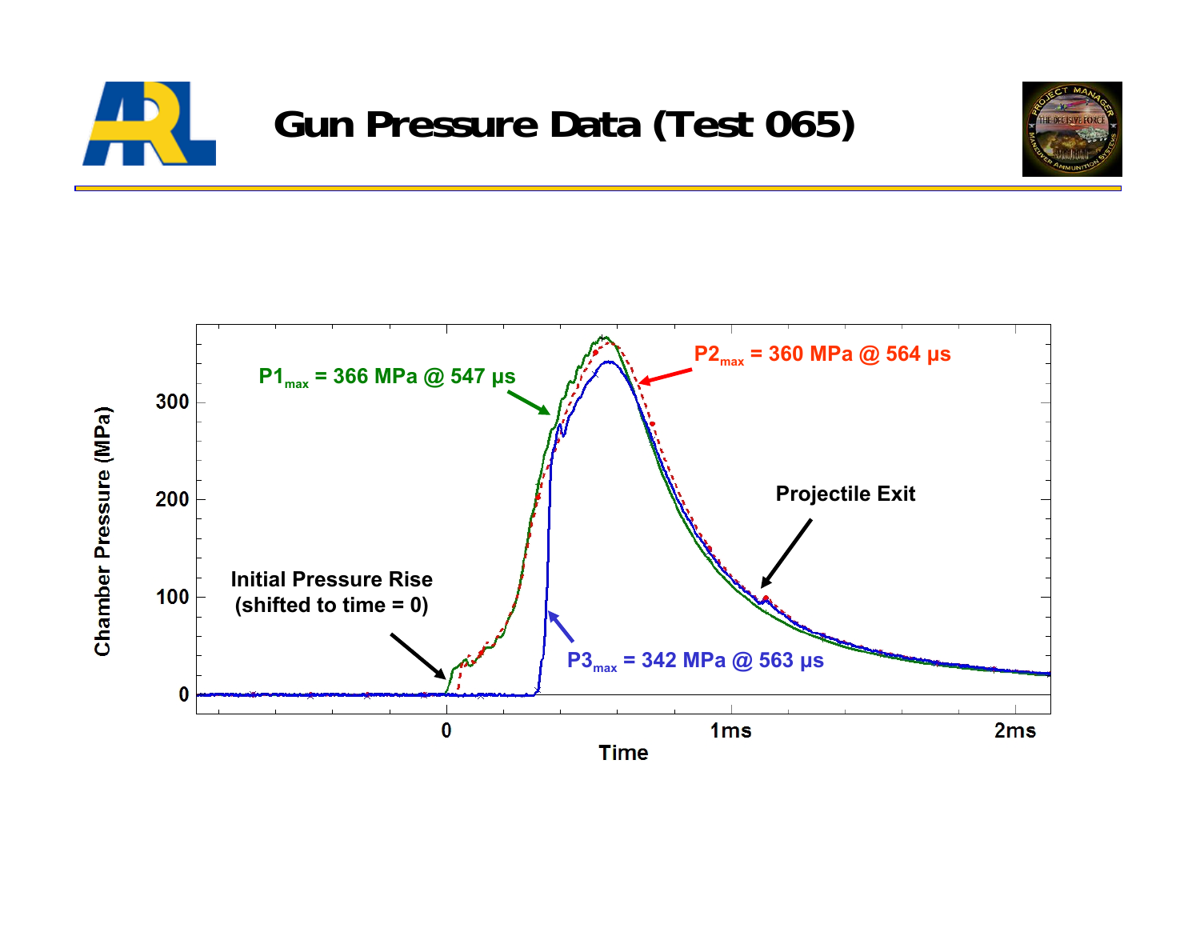# Gun Pressure Data (Test 065)

Chamber Pressure (MPa)

$P1_{max}$ = 366 MPa @ 547 µs

$P2_{max}$ = 360 MPa @ 564 µs

$P3_{max}$ = 342 MPa @ 563 µs

Initial Pressure Rise (shifted to time = 0)

Projectile Exit

Time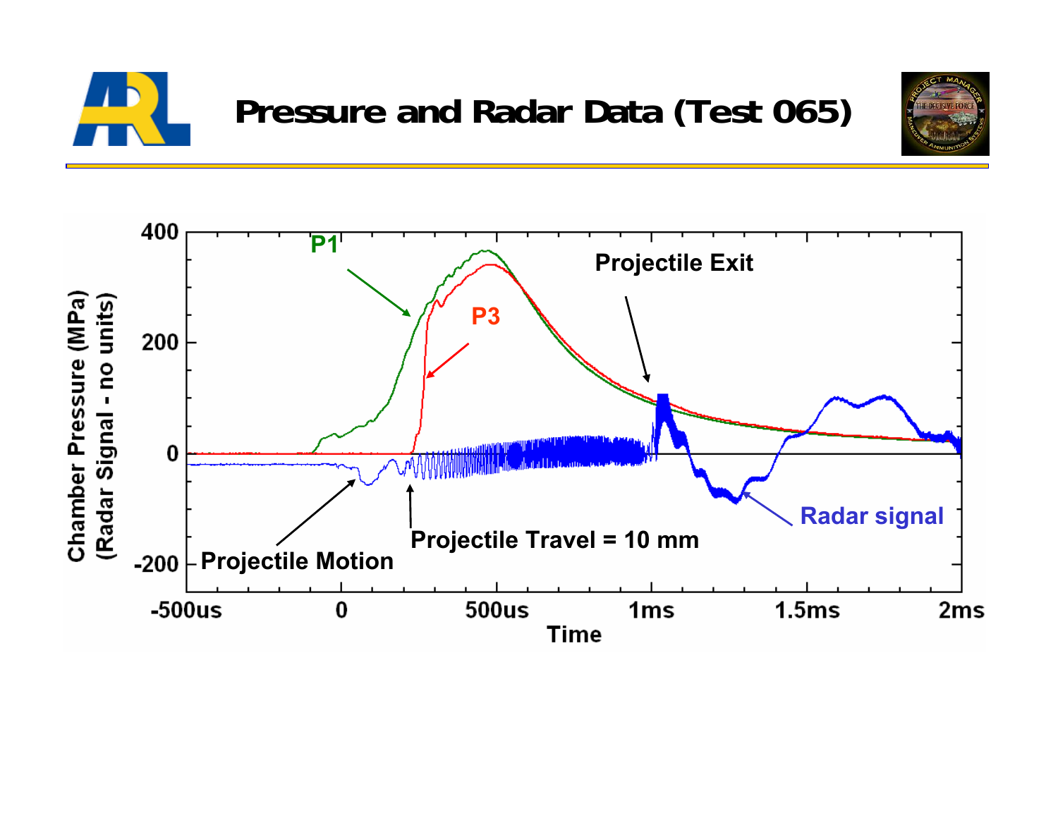# Pressure and Radar Data (Test 065)

Chamber Pressure (MPa)
(Radar Signal - no units)

400

200

0

-200

-500us | 0 | 500us | 1ms | 1.5ms | 2ms

Time

P1

P3

Projectile Exit

Projectile Motion

Projectile Travel = 10 mm

Radar signal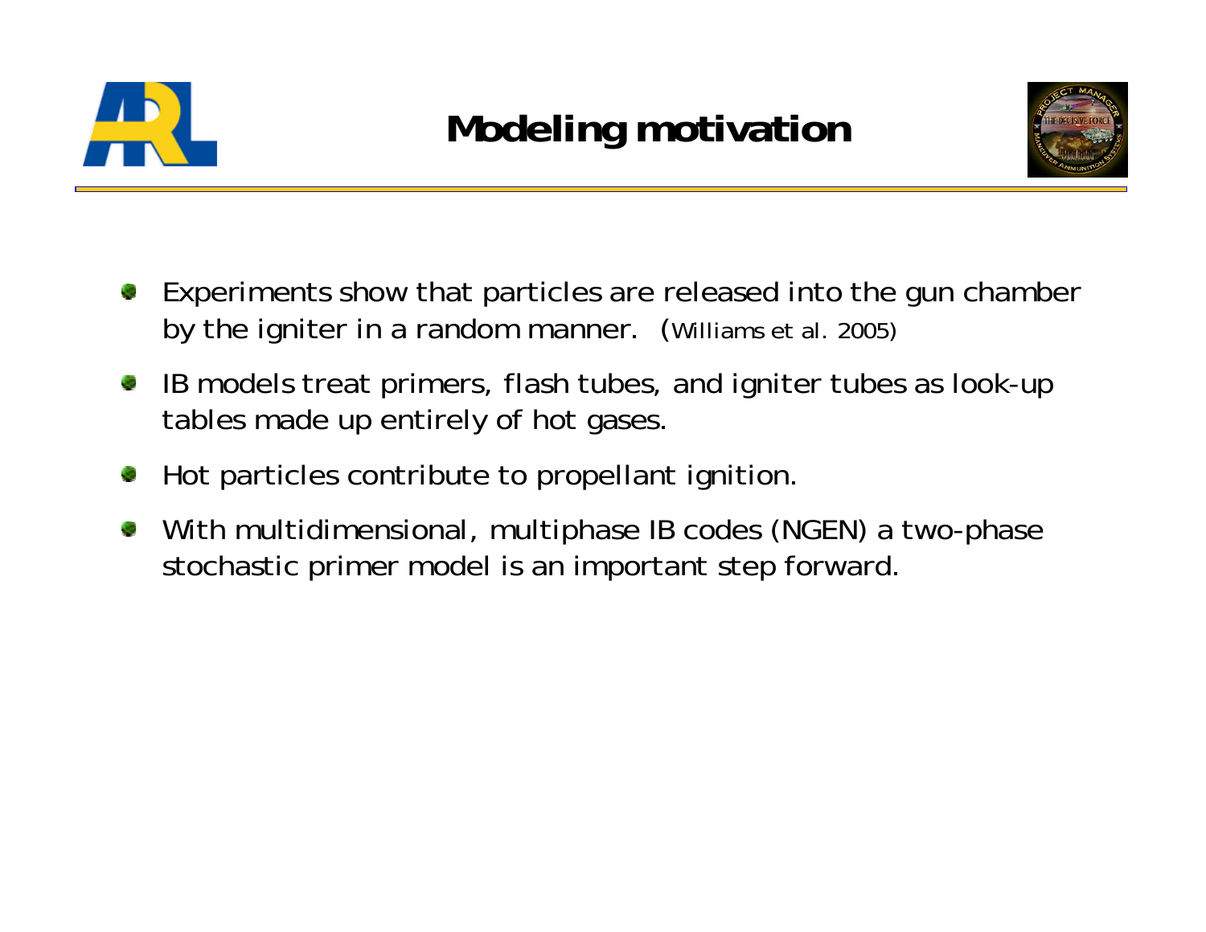# Modeling motivation

- Experiments show that particles are released into the gun chamber by the igniter in a random manner. (Williams et al. 2005)
- IB models treat primers, flash tubes, and igniter tubes as look-up tables made up entirely of hot gases.
- Hot particles contribute to propellant ignition.
- With multidimensional, multiphase IB codes (NGEN) a two-phase stochastic primer model is an important step forward.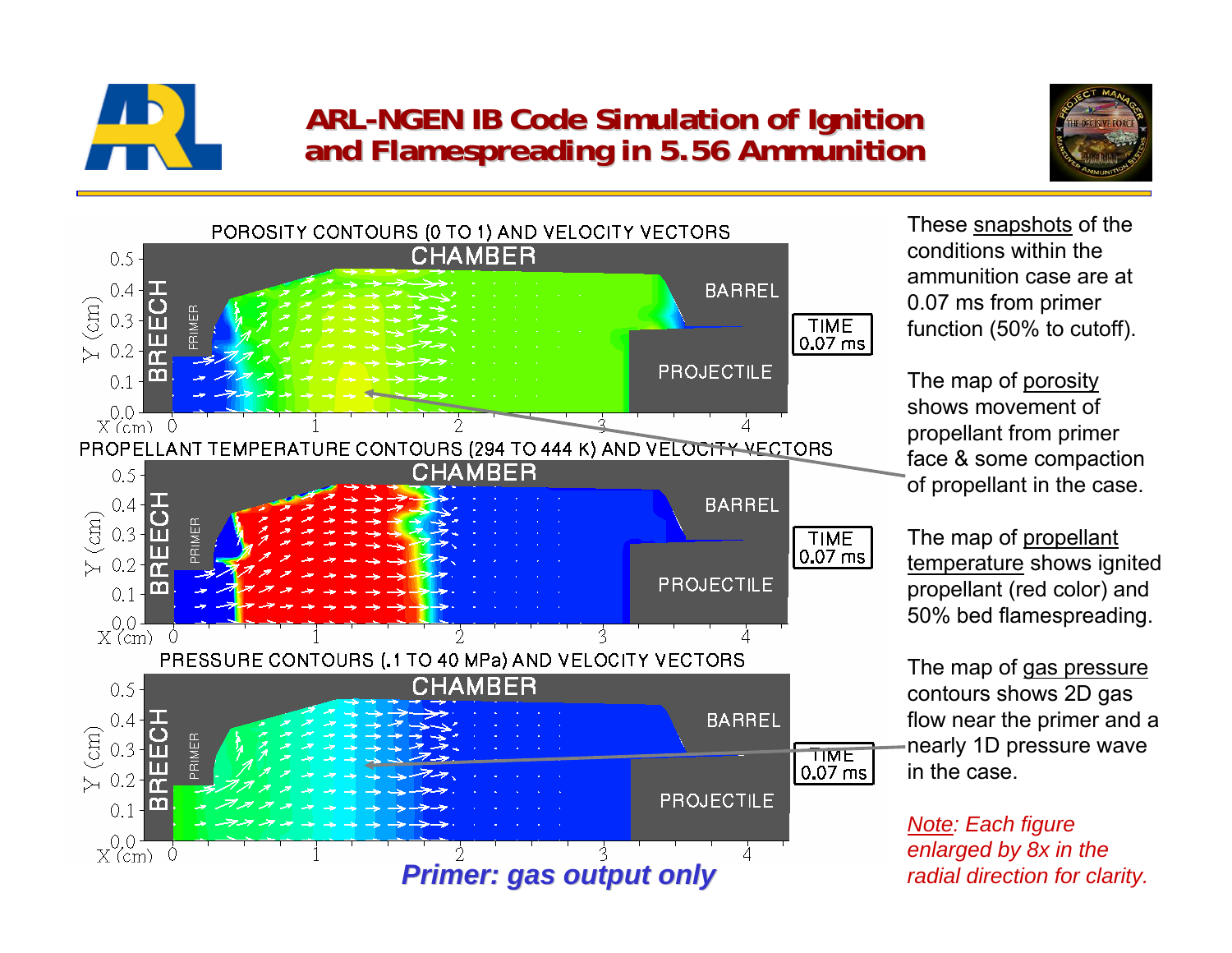# ARL-NGEN IB Code Simulation of Ignition and Flamespreading in 5.56 Ammunition

POROSITY CONTOURS (0 TO 1) AND VELOCITY VECTORS

PROPELLANT TEMPERATURE CONTOURS (294 TO 444 K) AND VELOCITY VECTORS

PRESSURE CONTOURS (.1 TO 40 MPa) AND VELOCITY VECTORS

***Primer: gas output only***

These snapshots of the conditions within the ammunition case are at 0.07 ms from primer function (50% to cutoff).

The map of porosity shows movement of propellant from primer face & some compaction of propellant in the case.

The map of propellant temperature shows ignited propellant (red color) and 50% bed flamespreading.

The map of gas pressure contours shows 2D gas flow near the primer and a nearly 1D pressure wave in the case.

*Note: Each figure enlarged by 8x in the radial direction for clarity.*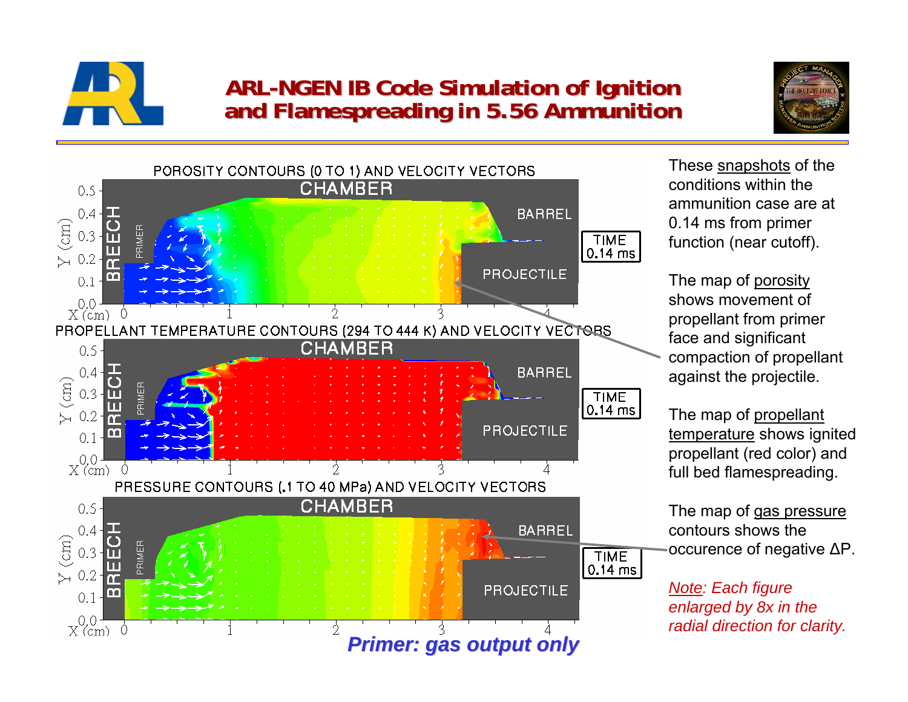# ARL-NGEN IB Code Simulation of Ignition and Flamespreading in 5.56 Ammunition

POROSITY CONTOURS (0 TO 1) AND VELOCITY VECTORS

PROPELLANT TEMPERATURE CONTOURS (294 TO 444 K) AND VELOCITY VECTORS

PRESSURE CONTOURS (.1 TO 40 MPa) AND VELOCITY VECTORS

CHAMBER | BREECH | PRIMER | BARREL | PROJECTILE | TIME 0.14 ms

***Primer: gas output only***

These snapshots of the conditions within the ammunition case are at 0.14 ms from primer function (near cutoff).

The map of porosity shows movement of propellant from primer face and significant compaction of propellant against the projectile.

The map of propellant temperature shows ignited propellant (red color) and full bed flamespreading.

The map of gas pressure contours shows the occurence of negative ΔP.

*Note: Each figure enlarged by 8x in the radial direction for clarity.*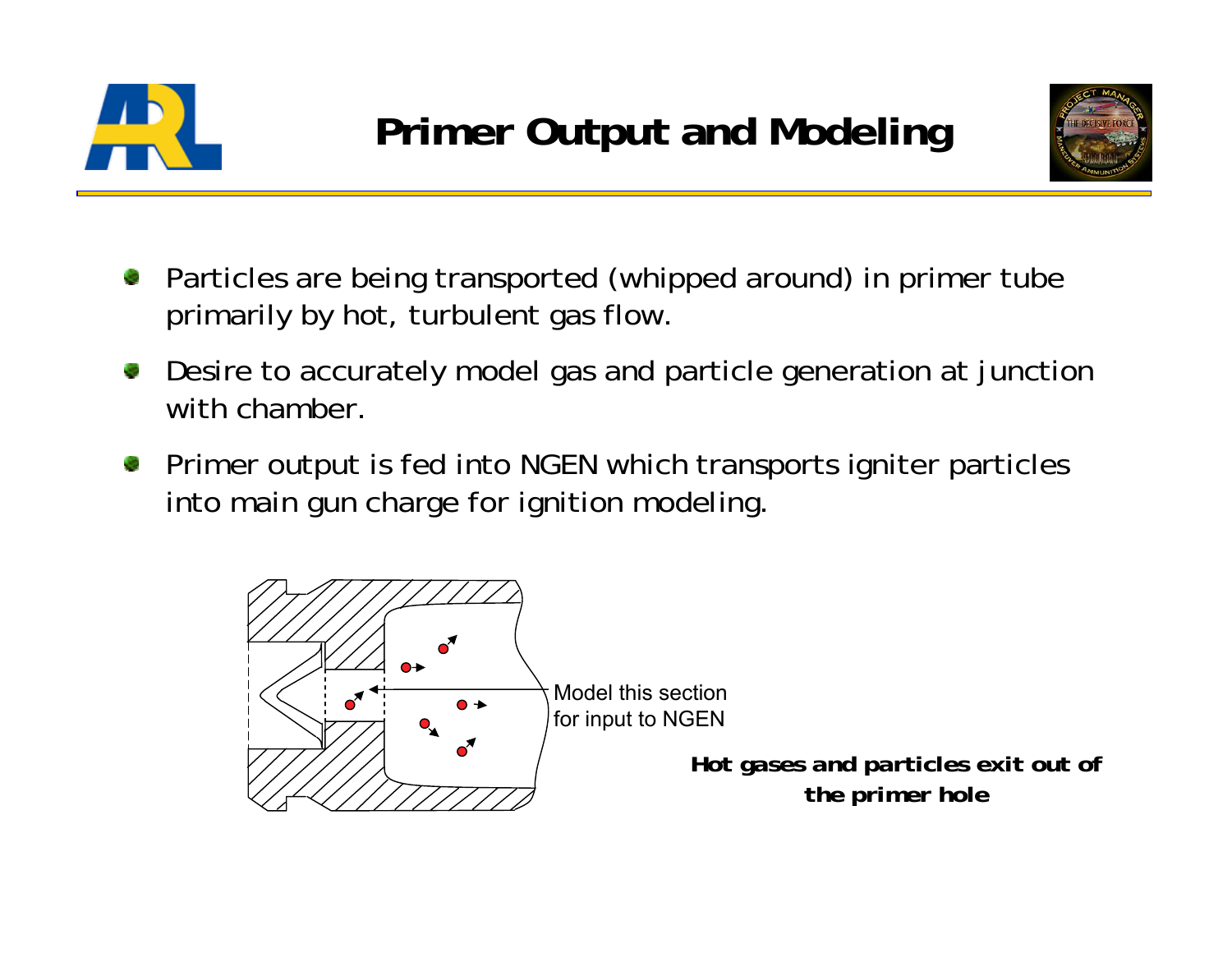# Primer Output and Modeling

- Particles are being transported (whipped around) in primer tube primarily by hot, turbulent gas flow.
- Desire to accurately model gas and particle generation at junction with chamber.
- Primer output is fed into NGEN which transports igniter particles into main gun charge for ignition modeling.

Model this section for input to NGEN

**Hot gases and particles exit out of the primer hole**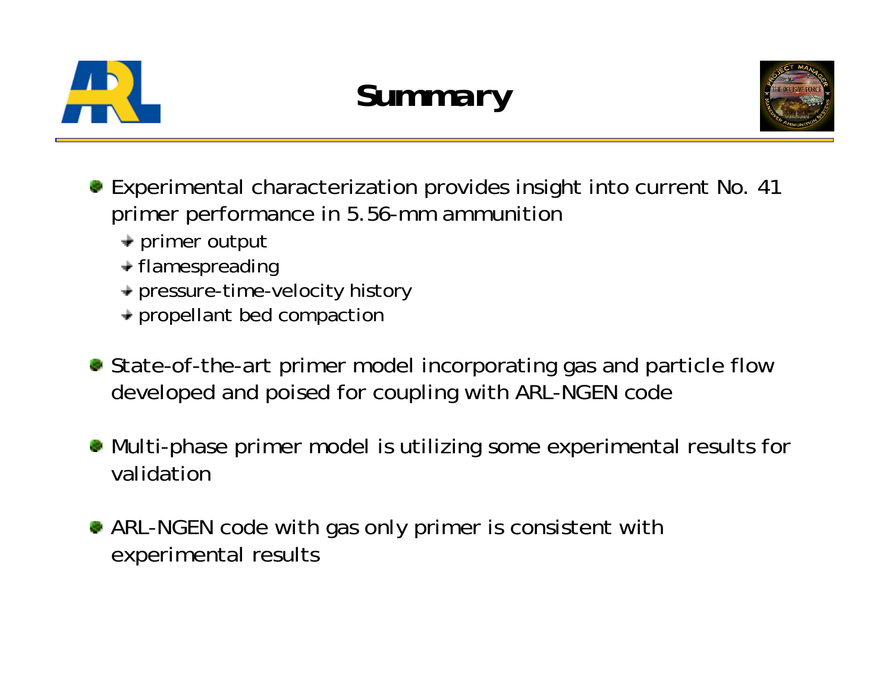# Summary

- Experimental characterization provides insight into current No. 41 primer performance in 5.56-mm ammunition
  - primer output
  - flamespreading
  - pressure-time-velocity history
  - propellant bed compaction
- State-of-the-art primer model incorporating gas and particle flow developed and poised for coupling with ARL-NGEN code
- Multi-phase primer model is utilizing some experimental results for validation
- ARL-NGEN code with gas only primer is consistent with experimental results